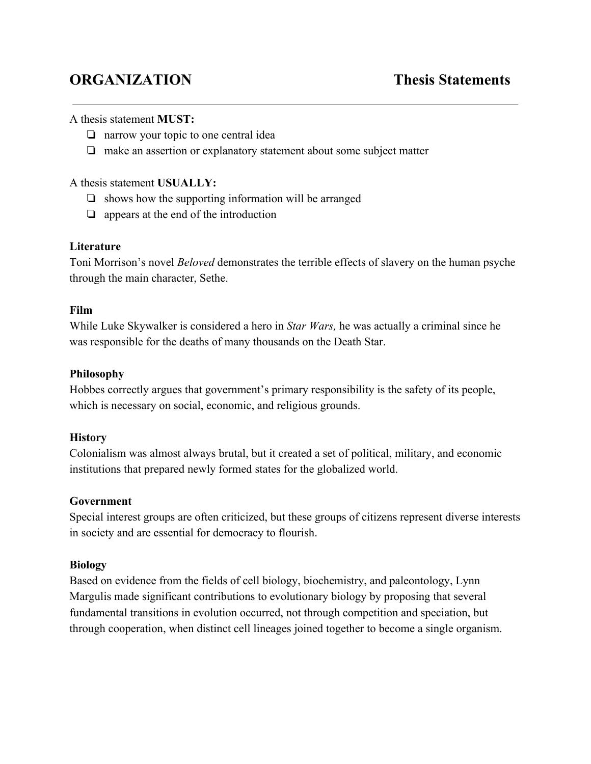# ORGANIZATION — Thesis Statements

A thesis statement **MUST:**

- narrow your topic to one central idea
- make an assertion or explanatory statement about some subject matter

A thesis statement **USUALLY:**

- shows how the supporting information will be arranged
- appears at the end of the introduction

**Literature**
Toni Morrison's novel *Beloved* demonstrates the terrible effects of slavery on the human psyche through the main character, Sethe.

**Film**
While Luke Skywalker is considered a hero in *Star Wars,* he was actually a criminal since he was responsible for the deaths of many thousands on the Death Star.

**Philosophy**
Hobbes correctly argues that government's primary responsibility is the safety of its people, which is necessary on social, economic, and religious grounds.

**History**
Colonialism was almost always brutal, but it created a set of political, military, and economic institutions that prepared newly formed states for the globalized world.

**Government**
Special interest groups are often criticized, but these groups of citizens represent diverse interests in society and are essential for democracy to flourish.

**Biology**
Based on evidence from the fields of cell biology, biochemistry, and paleontology, Lynn Margulis made significant contributions to evolutionary biology by proposing that several fundamental transitions in evolution occurred, not through competition and speciation, but through cooperation, when distinct cell lineages joined together to become a single organism.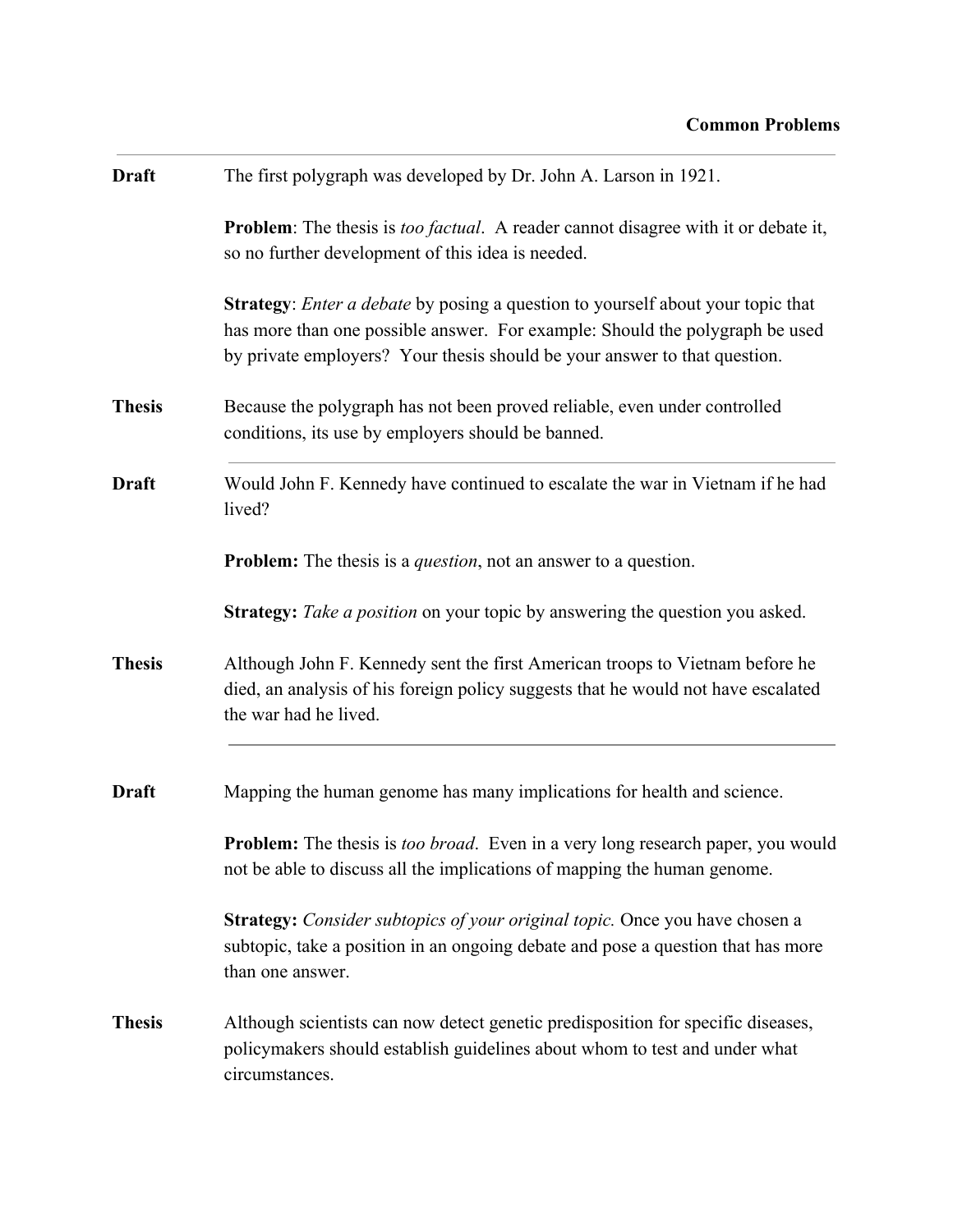**Common Problems**

---

**Draft** The first polygraph was developed by Dr. John A. Larson in 1921.

**Problem**: The thesis is *too factual*. A reader cannot disagree with it or debate it, so no further development of this idea is needed.

**Strategy**: *Enter a debate* by posing a question to yourself about your topic that has more than one possible answer. For example: Should the polygraph be used by private employers? Your thesis should be your answer to that question.

**Thesis** Because the polygraph has not been proved reliable, even under controlled conditions, its use by employers should be banned.

---

**Draft** Would John F. Kennedy have continued to escalate the war in Vietnam if he had lived?

**Problem:** The thesis is a *question*, not an answer to a question.

**Strategy:** *Take a position* on your topic by answering the question you asked.

**Thesis** Although John F. Kennedy sent the first American troops to Vietnam before he died, an analysis of his foreign policy suggests that he would not have escalated the war had he lived.

---

**Draft** Mapping the human genome has many implications for health and science.

**Problem:** The thesis is *too broad*. Even in a very long research paper, you would not be able to discuss all the implications of mapping the human genome.

**Strategy:** *Consider subtopics of your original topic.* Once you have chosen a subtopic, take a position in an ongoing debate and pose a question that has more than one answer.

**Thesis** Although scientists can now detect genetic predisposition for specific diseases, policymakers should establish guidelines about whom to test and under what circumstances.